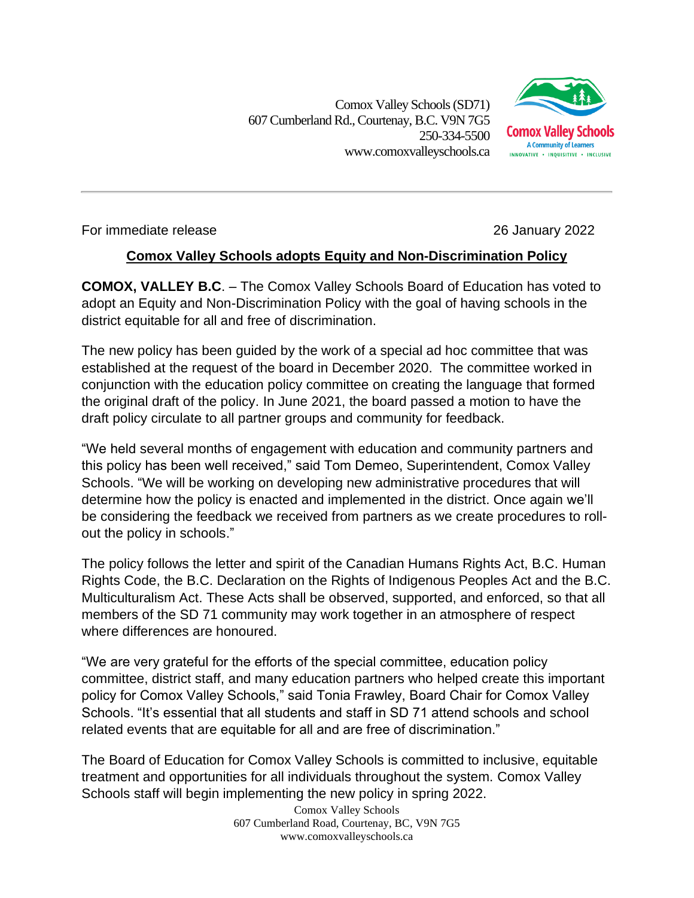Comox Valley Schools (SD71)
607 Cumberland Rd., Courtenay, B.C. V9N 7G5
250-334-5500
www.comoxvalleyschools.ca

For immediate release 26 January 2022

## Comox Valley Schools adopts Equity and Non-Discrimination Policy

**COMOX, VALLEY B.C**. – The Comox Valley Schools Board of Education has voted to adopt an Equity and Non-Discrimination Policy with the goal of having schools in the district equitable for all and free of discrimination.

The new policy has been guided by the work of a special ad hoc committee that was established at the request of the board in December 2020. The committee worked in conjunction with the education policy committee on creating the language that formed the original draft of the policy. In June 2021, the board passed a motion to have the draft policy circulate to all partner groups and community for feedback.

"We held several months of engagement with education and community partners and this policy has been well received," said Tom Demeo, Superintendent, Comox Valley Schools. "We will be working on developing new administrative procedures that will determine how the policy is enacted and implemented in the district. Once again we'll be considering the feedback we received from partners as we create procedures to roll-out the policy in schools."

The policy follows the letter and spirit of the Canadian Humans Rights Act, B.C. Human Rights Code, the B.C. Declaration on the Rights of Indigenous Peoples Act and the B.C. Multiculturalism Act. These Acts shall be observed, supported, and enforced, so that all members of the SD 71 community may work together in an atmosphere of respect where differences are honoured.

"We are very grateful for the efforts of the special committee, education policy committee, district staff, and many education partners who helped create this important policy for Comox Valley Schools," said Tonia Frawley, Board Chair for Comox Valley Schools. "It's essential that all students and staff in SD 71 attend schools and school related events that are equitable for all and are free of discrimination."

The Board of Education for Comox Valley Schools is committed to inclusive, equitable treatment and opportunities for all individuals throughout the system. Comox Valley Schools staff will begin implementing the new policy in spring 2022.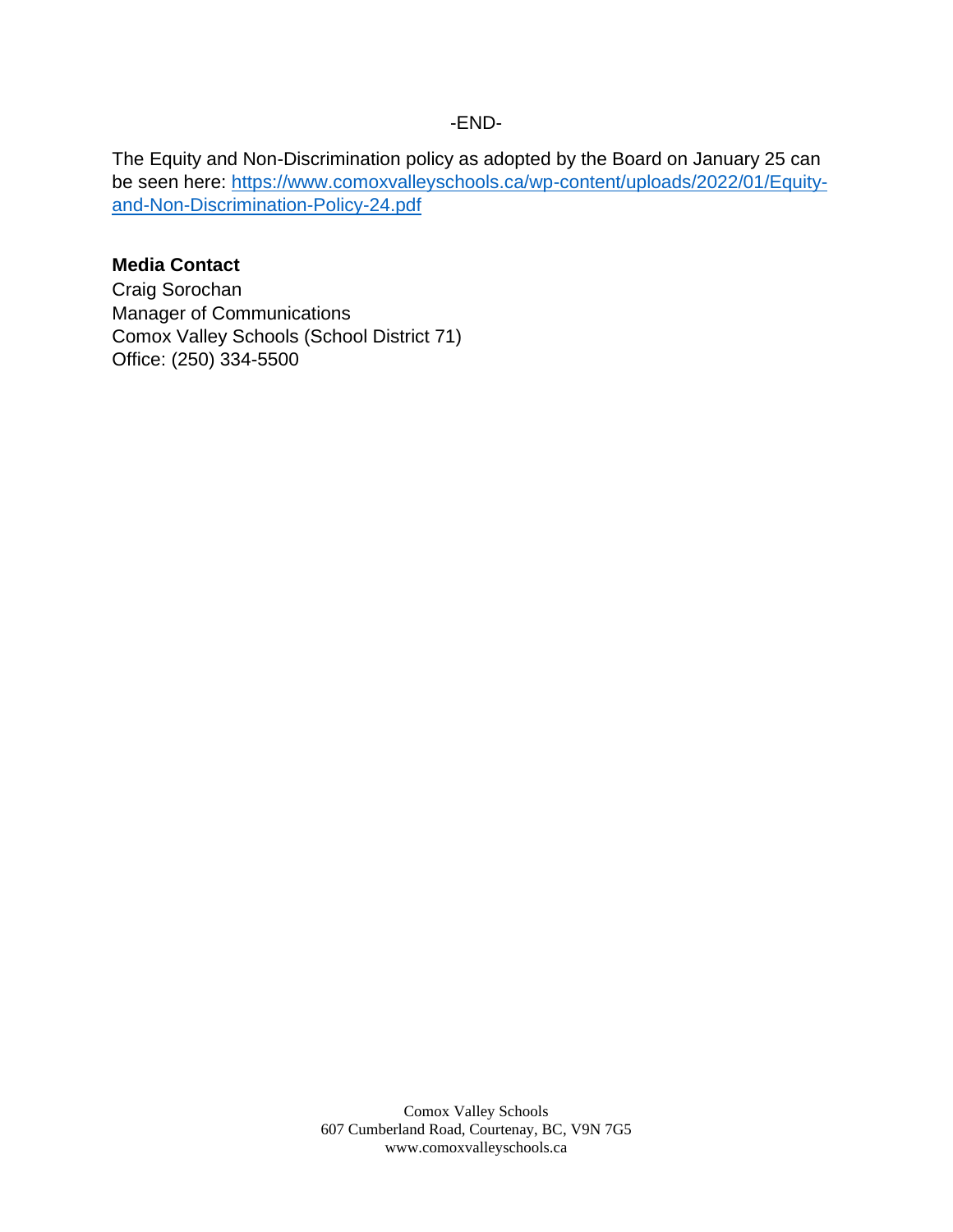-END-

The Equity and Non-Discrimination policy as adopted by the Board on January 25 can be seen here: https://www.comoxvalleyschools.ca/wp-content/uploads/2022/01/Equity-and-Non-Discrimination-Policy-24.pdf

**Media Contact**
Craig Sorochan
Manager of Communications
Comox Valley Schools (School District 71)
Office: (250) 334-5500